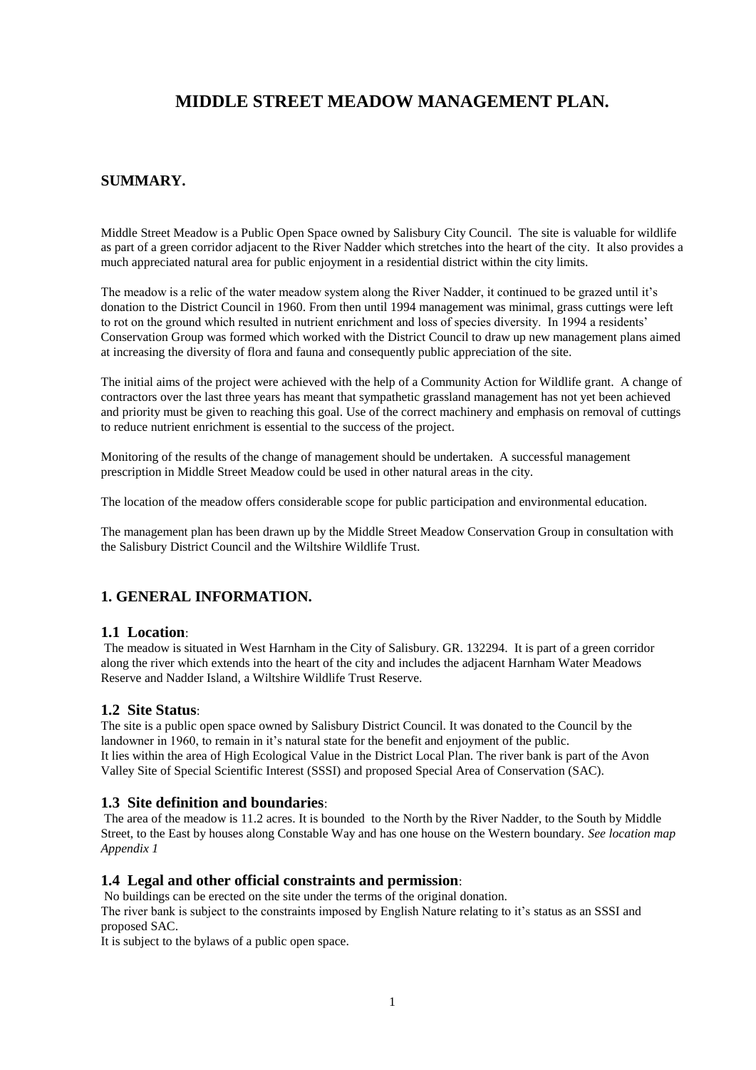# MIDDLE STREET MEADOW MANAGEMENT PLAN.

## SUMMARY.

Middle Street Meadow is a Public Open Space owned by Salisbury City Council. The site is valuable for wildlife as part of a green corridor adjacent to the River Nadder which stretches into the heart of the city. It also provides a much appreciated natural area for public enjoyment in a residential district within the city limits.

The meadow is a relic of the water meadow system along the River Nadder, it continued to be grazed until it's donation to the District Council in 1960. From then until 1994 management was minimal, grass cuttings were left to rot on the ground which resulted in nutrient enrichment and loss of species diversity. In 1994 a residents' Conservation Group was formed which worked with the District Council to draw up new management plans aimed at increasing the diversity of flora and fauna and consequently public appreciation of the site.

The initial aims of the project were achieved with the help of a Community Action for Wildlife grant. A change of contractors over the last three years has meant that sympathetic grassland management has not yet been achieved and priority must be given to reaching this goal. Use of the correct machinery and emphasis on removal of cuttings to reduce nutrient enrichment is essential to the success of the project.

Monitoring of the results of the change of management should be undertaken. A successful management prescription in Middle Street Meadow could be used in other natural areas in the city.

The location of the meadow offers considerable scope for public participation and environmental education.

The management plan has been drawn up by the Middle Street Meadow Conservation Group in consultation with the Salisbury District Council and the Wiltshire Wildlife Trust.

## 1. GENERAL INFORMATION.

### 1.1 Location:

The meadow is situated in West Harnham in the City of Salisbury. GR. 132294. It is part of a green corridor along the river which extends into the heart of the city and includes the adjacent Harnham Water Meadows Reserve and Nadder Island, a Wiltshire Wildlife Trust Reserve.

### 1.2 Site Status:

The site is a public open space owned by Salisbury District Council. It was donated to the Council by the landowner in 1960, to remain in it's natural state for the benefit and enjoyment of the public.
It lies within the area of High Ecological Value in the District Local Plan. The river bank is part of the Avon Valley Site of Special Scientific Interest (SSSI) and proposed Special Area of Conservation (SAC).

### 1.3 Site definition and boundaries:

The area of the meadow is 11.2 acres. It is bounded to the North by the River Nadder, to the South by Middle Street, to the East by houses along Constable Way and has one house on the Western boundary. *See location map Appendix 1*

### 1.4 Legal and other official constraints and permission:

No buildings can be erected on the site under the terms of the original donation.
The river bank is subject to the constraints imposed by English Nature relating to it's status as an SSSI and proposed SAC.
It is subject to the bylaws of a public open space.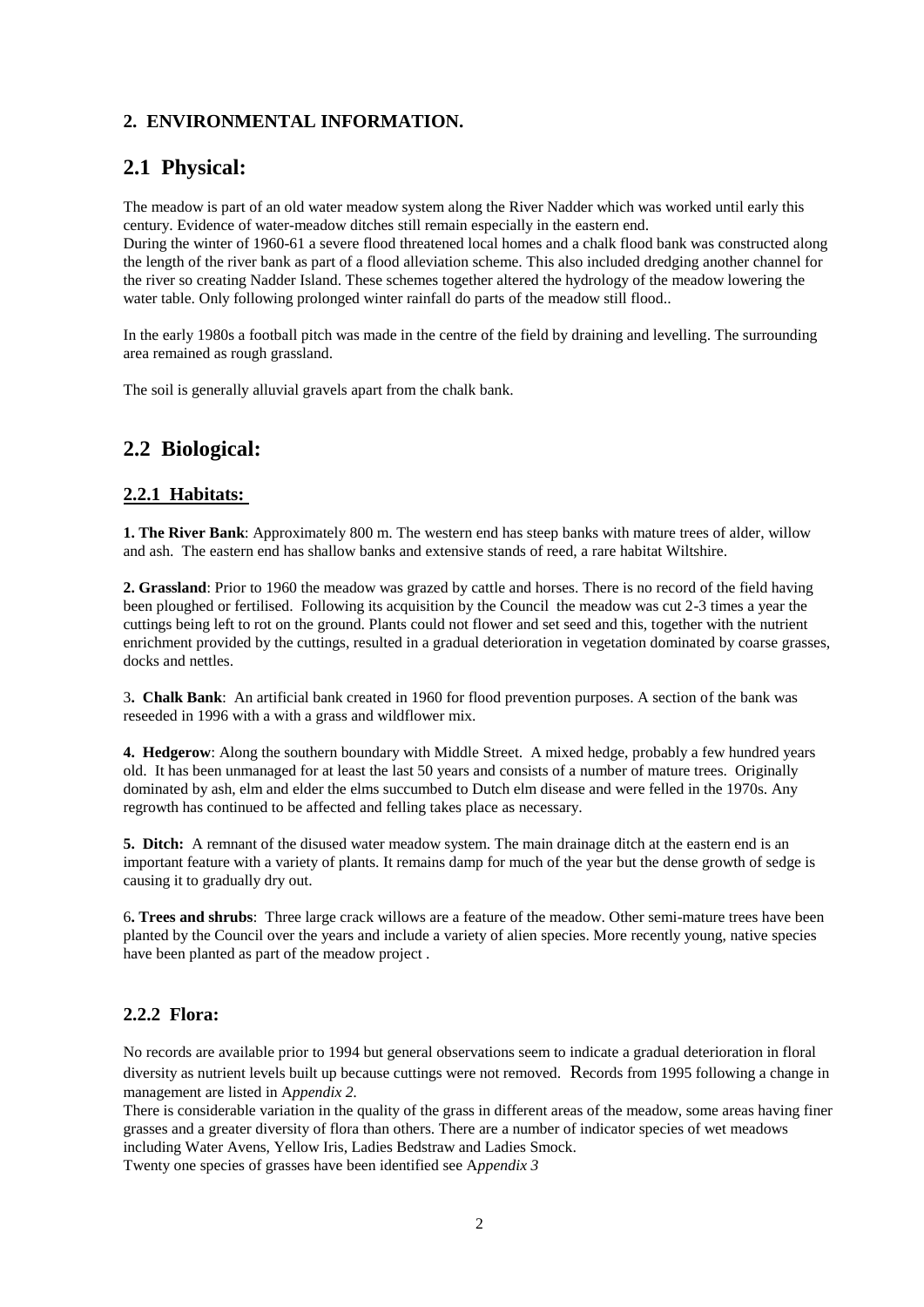## 2. ENVIRONMENTAL INFORMATION.

## 2.1 Physical:

The meadow is part of an old water meadow system along the River Nadder which was worked until early this century. Evidence of water-meadow ditches still remain especially in the eastern end.
During the winter of 1960-61 a severe flood threatened local homes and a chalk flood bank was constructed along the length of the river bank as part of a flood alleviation scheme. This also included dredging another channel for the river so creating Nadder Island. These schemes together altered the hydrology of the meadow lowering the water table. Only following prolonged winter rainfall do parts of the meadow still flood..

In the early 1980s a football pitch was made in the centre of the field by draining and levelling. The surrounding area remained as rough grassland.

The soil is generally alluvial gravels apart from the chalk bank.

## 2.2 Biological:

### 2.2.1 Habitats:

**1. The River Bank**: Approximately 800 m. The western end has steep banks with mature trees of alder, willow and ash. The eastern end has shallow banks and extensive stands of reed, a rare habitat Wiltshire.

**2. Grassland**: Prior to 1960 the meadow was grazed by cattle and horses. There is no record of the field having been ploughed or fertilised. Following its acquisition by the Council the meadow was cut 2-3 times a year the cuttings being left to rot on the ground. Plants could not flower and set seed and this, together with the nutrient enrichment provided by the cuttings, resulted in a gradual deterioration in vegetation dominated by coarse grasses, docks and nettles.

3**. Chalk Bank**: An artificial bank created in 1960 for flood prevention purposes. A section of the bank was reseeded in 1996 with a with a grass and wildflower mix.

**4. Hedgerow**: Along the southern boundary with Middle Street. A mixed hedge, probably a few hundred years old. It has been unmanaged for at least the last 50 years and consists of a number of mature trees. Originally dominated by ash, elm and elder the elms succumbed to Dutch elm disease and were felled in the 1970s. Any regrowth has continued to be affected and felling takes place as necessary.

**5. Ditch:** A remnant of the disused water meadow system. The main drainage ditch at the eastern end is an important feature with a variety of plants. It remains damp for much of the year but the dense growth of sedge is causing it to gradually dry out.

6**. Trees and shrubs**: Three large crack willows are a feature of the meadow. Other semi-mature trees have been planted by the Council over the years and include a variety of alien species. More recently young, native species have been planted as part of the meadow project .

### 2.2.2 Flora:

No records are available prior to 1994 but general observations seem to indicate a gradual deterioration in floral diversity as nutrient levels built up because cuttings were not removed. Records from 1995 following a change in management are listed in A*ppendix 2.*
There is considerable variation in the quality of the grass in different areas of the meadow, some areas having finer grasses and a greater diversity of flora than others. There are a number of indicator species of wet meadows including Water Avens, Yellow Iris, Ladies Bedstraw and Ladies Smock.
Twenty one species of grasses have been identified see A*ppendix 3*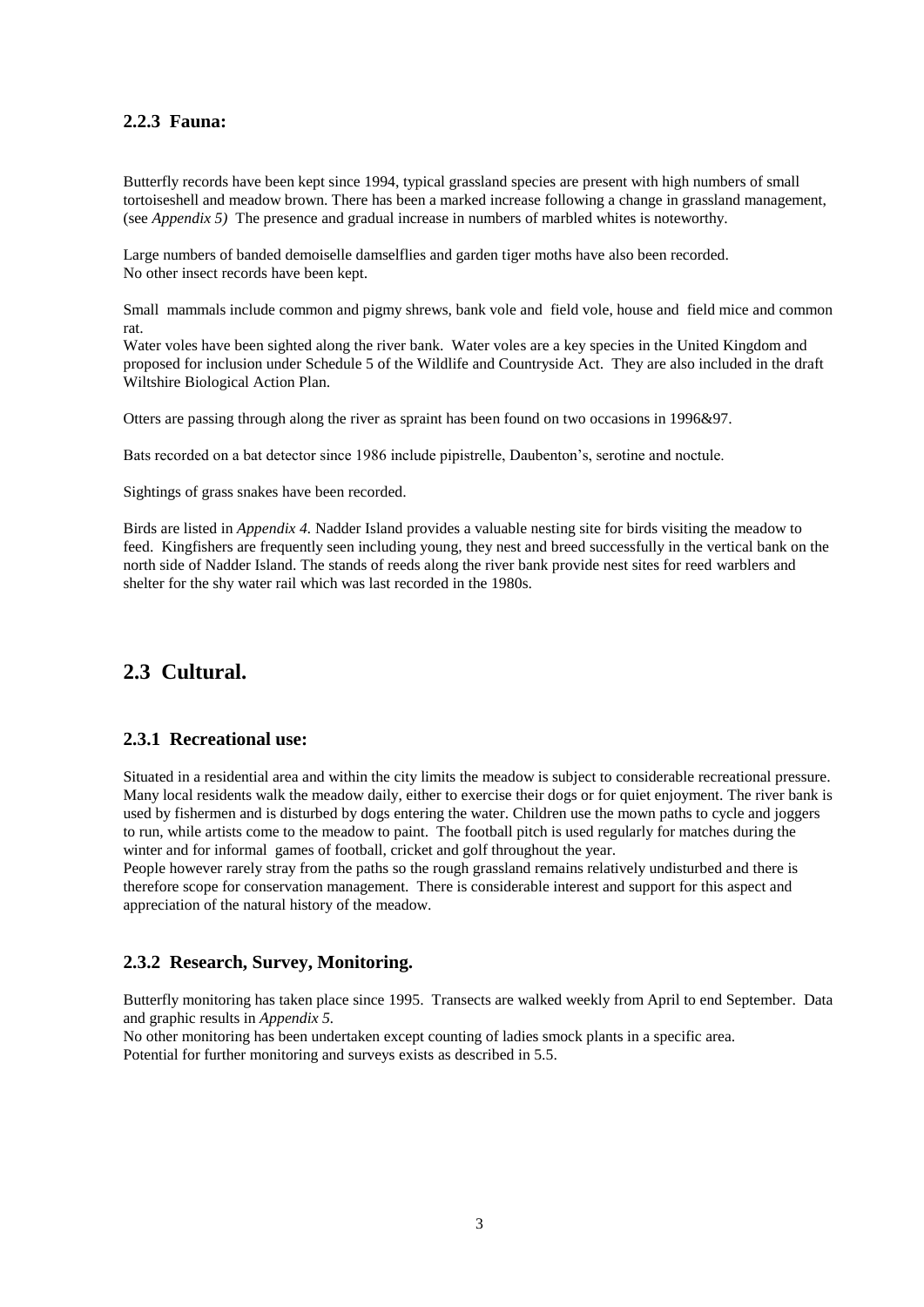### 2.2.3 Fauna:

Butterfly records have been kept since 1994, typical grassland species are present with high numbers of small tortoiseshell and meadow brown. There has been a marked increase following a change in grassland management, (see *Appendix 5)* The presence and gradual increase in numbers of marbled whites is noteworthy.

Large numbers of banded demoiselle damselflies and garden tiger moths have also been recorded. No other insect records have been kept.

Small mammals include common and pigmy shrews, bank vole and field vole, house and field mice and common rat.
Water voles have been sighted along the river bank. Water voles are a key species in the United Kingdom and proposed for inclusion under Schedule 5 of the Wildlife and Countryside Act. They are also included in the draft Wiltshire Biological Action Plan.

Otters are passing through along the river as spraint has been found on two occasions in 1996&97.

Bats recorded on a bat detector since 1986 include pipistrelle, Daubenton's, serotine and noctule.

Sightings of grass snakes have been recorded.

Birds are listed in *Appendix 4.* Nadder Island provides a valuable nesting site for birds visiting the meadow to feed. Kingfishers are frequently seen including young, they nest and breed successfully in the vertical bank on the north side of Nadder Island. The stands of reeds along the river bank provide nest sites for reed warblers and shelter for the shy water rail which was last recorded in the 1980s.

## 2.3 Cultural.

### 2.3.1 Recreational use:

Situated in a residential area and within the city limits the meadow is subject to considerable recreational pressure. Many local residents walk the meadow daily, either to exercise their dogs or for quiet enjoyment. The river bank is used by fishermen and is disturbed by dogs entering the water. Children use the mown paths to cycle and joggers to run, while artists come to the meadow to paint. The football pitch is used regularly for matches during the winter and for informal games of football, cricket and golf throughout the year.
People however rarely stray from the paths so the rough grassland remains relatively undisturbed and there is therefore scope for conservation management. There is considerable interest and support for this aspect and appreciation of the natural history of the meadow.

### 2.3.2 Research, Survey, Monitoring.

Butterfly monitoring has taken place since 1995. Transects are walked weekly from April to end September. Data and graphic results in *Appendix 5.*
No other monitoring has been undertaken except counting of ladies smock plants in a specific area.
Potential for further monitoring and surveys exists as described in 5.5.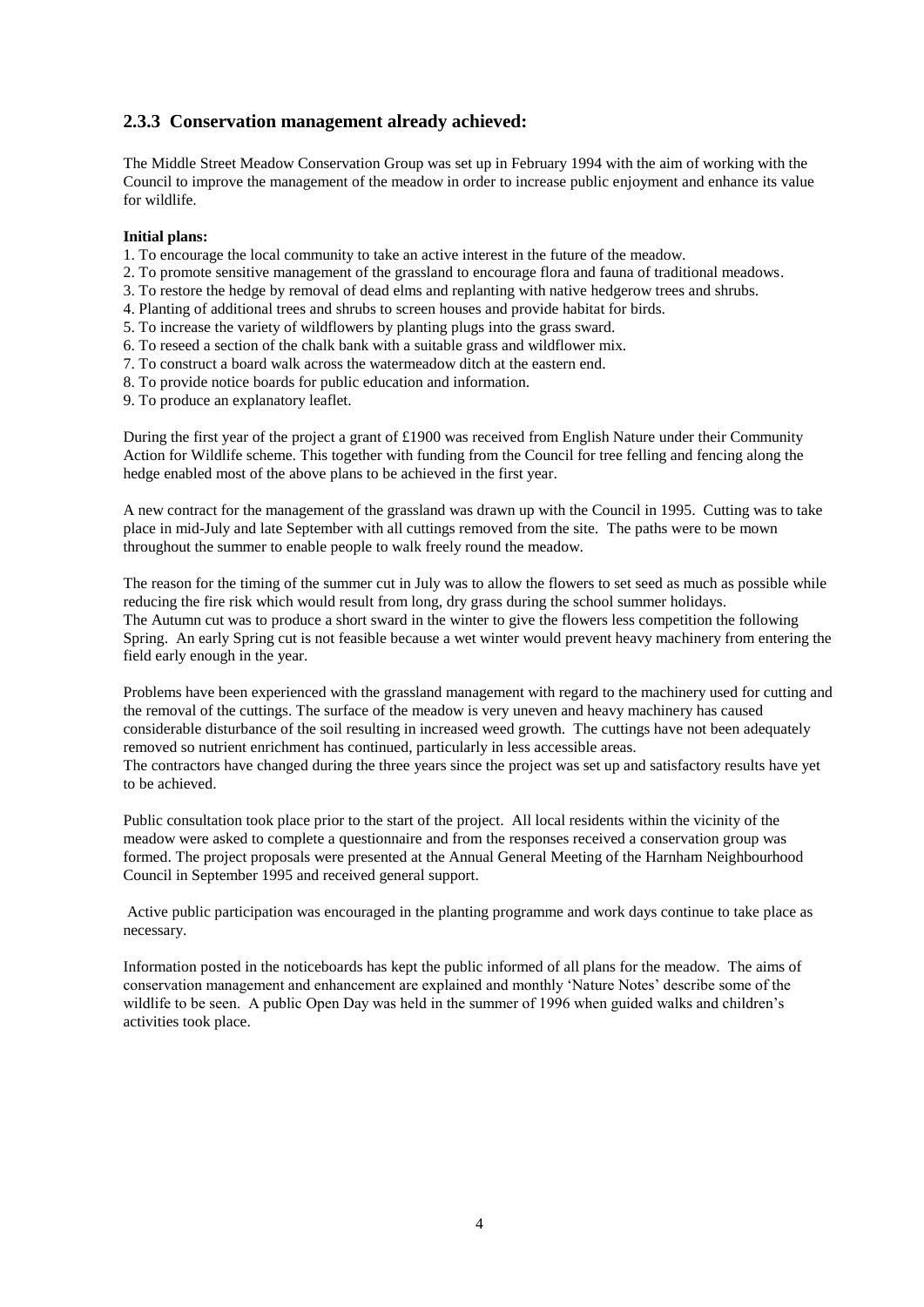### 2.3.3 Conservation management already achieved:

The Middle Street Meadow Conservation Group was set up in February 1994 with the aim of working with the Council to improve the management of the meadow in order to increase public enjoyment and enhance its value for wildlife.

**Initial plans:**

1. To encourage the local community to take an active interest in the future of the meadow.
2. To promote sensitive management of the grassland to encourage flora and fauna of traditional meadows.
3. To restore the hedge by removal of dead elms and replanting with native hedgerow trees and shrubs.
4. Planting of additional trees and shrubs to screen houses and provide habitat for birds.
5. To increase the variety of wildflowers by planting plugs into the grass sward.
6. To reseed a section of the chalk bank with a suitable grass and wildflower mix.
7. To construct a board walk across the watermeadow ditch at the eastern end.
8. To provide notice boards for public education and information.
9. To produce an explanatory leaflet.

During the first year of the project a grant of £1900 was received from English Nature under their Community Action for Wildlife scheme. This together with funding from the Council for tree felling and fencing along the hedge enabled most of the above plans to be achieved in the first year.

A new contract for the management of the grassland was drawn up with the Council in 1995. Cutting was to take place in mid-July and late September with all cuttings removed from the site. The paths were to be mown throughout the summer to enable people to walk freely round the meadow.

The reason for the timing of the summer cut in July was to allow the flowers to set seed as much as possible while reducing the fire risk which would result from long, dry grass during the school summer holidays.
The Autumn cut was to produce a short sward in the winter to give the flowers less competition the following Spring. An early Spring cut is not feasible because a wet winter would prevent heavy machinery from entering the field early enough in the year.

Problems have been experienced with the grassland management with regard to the machinery used for cutting and the removal of the cuttings. The surface of the meadow is very uneven and heavy machinery has caused considerable disturbance of the soil resulting in increased weed growth. The cuttings have not been adequately removed so nutrient enrichment has continued, particularly in less accessible areas.
The contractors have changed during the three years since the project was set up and satisfactory results have yet to be achieved.

Public consultation took place prior to the start of the project. All local residents within the vicinity of the meadow were asked to complete a questionnaire and from the responses received a conservation group was formed. The project proposals were presented at the Annual General Meeting of the Harnham Neighbourhood Council in September 1995 and received general support.

Active public participation was encouraged in the planting programme and work days continue to take place as necessary.

Information posted in the noticeboards has kept the public informed of all plans for the meadow. The aims of conservation management and enhancement are explained and monthly 'Nature Notes' describe some of the wildlife to be seen. A public Open Day was held in the summer of 1996 when guided walks and children's activities took place.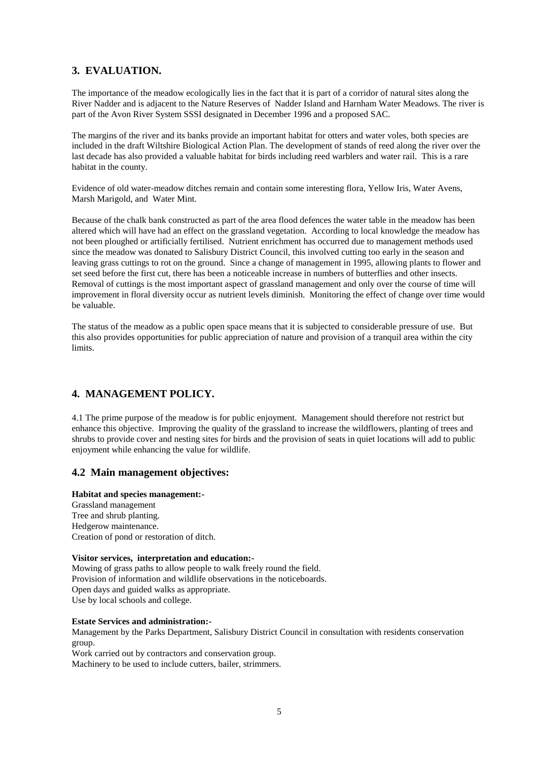## 3. EVALUATION.

The importance of the meadow ecologically lies in the fact that it is part of a corridor of natural sites along the River Nadder and is adjacent to the Nature Reserves of Nadder Island and Harnham Water Meadows. The river is part of the Avon River System SSSI designated in December 1996 and a proposed SAC.

The margins of the river and its banks provide an important habitat for otters and water voles, both species are included in the draft Wiltshire Biological Action Plan. The development of stands of reed along the river over the last decade has also provided a valuable habitat for birds including reed warblers and water rail. This is a rare habitat in the county.

Evidence of old water-meadow ditches remain and contain some interesting flora, Yellow Iris, Water Avens, Marsh Marigold, and Water Mint.

Because of the chalk bank constructed as part of the area flood defences the water table in the meadow has been altered which will have had an effect on the grassland vegetation. According to local knowledge the meadow has not been ploughed or artificially fertilised. Nutrient enrichment has occurred due to management methods used since the meadow was donated to Salisbury District Council, this involved cutting too early in the season and leaving grass cuttings to rot on the ground. Since a change of management in 1995, allowing plants to flower and set seed before the first cut, there has been a noticeable increase in numbers of butterflies and other insects. Removal of cuttings is the most important aspect of grassland management and only over the course of time will improvement in floral diversity occur as nutrient levels diminish. Monitoring the effect of change over time would be valuable.

The status of the meadow as a public open space means that it is subjected to considerable pressure of use. But this also provides opportunities for public appreciation of nature and provision of a tranquil area within the city limits.

## 4. MANAGEMENT POLICY.

4.1 The prime purpose of the meadow is for public enjoyment. Management should therefore not restrict but enhance this objective. Improving the quality of the grassland to increase the wildflowers, planting of trees and shrubs to provide cover and nesting sites for birds and the provision of seats in quiet locations will add to public enjoyment while enhancing the value for wildlife.

### 4.2 Main management objectives:

**Habitat and species management:-**
Grassland management
Tree and shrub planting.
Hedgerow maintenance.
Creation of pond or restoration of ditch.

**Visitor services, interpretation and education:-**
Mowing of grass paths to allow people to walk freely round the field.
Provision of information and wildlife observations in the noticeboards.
Open days and guided walks as appropriate.
Use by local schools and college.

**Estate Services and administration:-**
Management by the Parks Department, Salisbury District Council in consultation with residents conservation group.
Work carried out by contractors and conservation group.
Machinery to be used to include cutters, bailer, strimmers.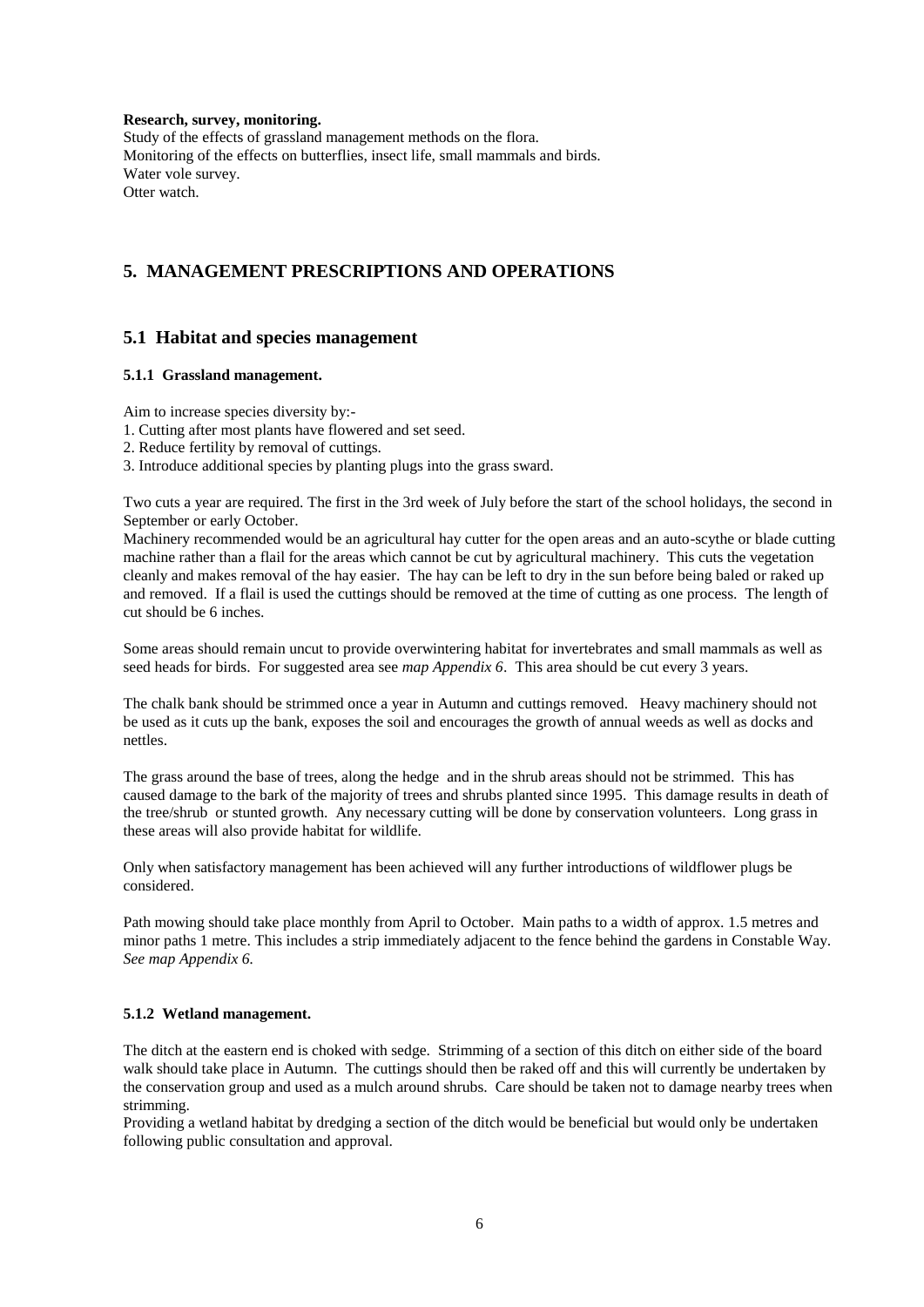**Research, survey, monitoring.**
Study of the effects of grassland management methods on the flora.
Monitoring of the effects on butterflies, insect life, small mammals and birds.
Water vole survey.
Otter watch.

## 5. MANAGEMENT PRESCRIPTIONS AND OPERATIONS

### 5.1 Habitat and species management

#### 5.1.1 Grassland management.

Aim to increase species diversity by:-

1. Cutting after most plants have flowered and set seed.
2. Reduce fertility by removal of cuttings.
3. Introduce additional species by planting plugs into the grass sward.

Two cuts a year are required. The first in the 3rd week of July before the start of the school holidays, the second in September or early October.
Machinery recommended would be an agricultural hay cutter for the open areas and an auto-scythe or blade cutting machine rather than a flail for the areas which cannot be cut by agricultural machinery. This cuts the vegetation cleanly and makes removal of the hay easier. The hay can be left to dry in the sun before being baled or raked up and removed. If a flail is used the cuttings should be removed at the time of cutting as one process. The length of cut should be 6 inches.

Some areas should remain uncut to provide overwintering habitat for invertebrates and small mammals as well as seed heads for birds. For suggested area see *map Appendix 6*. This area should be cut every 3 years.

The chalk bank should be strimmed once a year in Autumn and cuttings removed. Heavy machinery should not be used as it cuts up the bank, exposes the soil and encourages the growth of annual weeds as well as docks and nettles.

The grass around the base of trees, along the hedge and in the shrub areas should not be strimmed. This has caused damage to the bark of the majority of trees and shrubs planted since 1995. This damage results in death of the tree/shrub or stunted growth. Any necessary cutting will be done by conservation volunteers. Long grass in these areas will also provide habitat for wildlife.

Only when satisfactory management has been achieved will any further introductions of wildflower plugs be considered.

Path mowing should take place monthly from April to October. Main paths to a width of approx. 1.5 metres and minor paths 1 metre. This includes a strip immediately adjacent to the fence behind the gardens in Constable Way. *See map Appendix 6.*

#### 5.1.2 Wetland management.

The ditch at the eastern end is choked with sedge. Strimming of a section of this ditch on either side of the board walk should take place in Autumn. The cuttings should then be raked off and this will currently be undertaken by the conservation group and used as a mulch around shrubs. Care should be taken not to damage nearby trees when strimming.
Providing a wetland habitat by dredging a section of the ditch would be beneficial but would only be undertaken following public consultation and approval.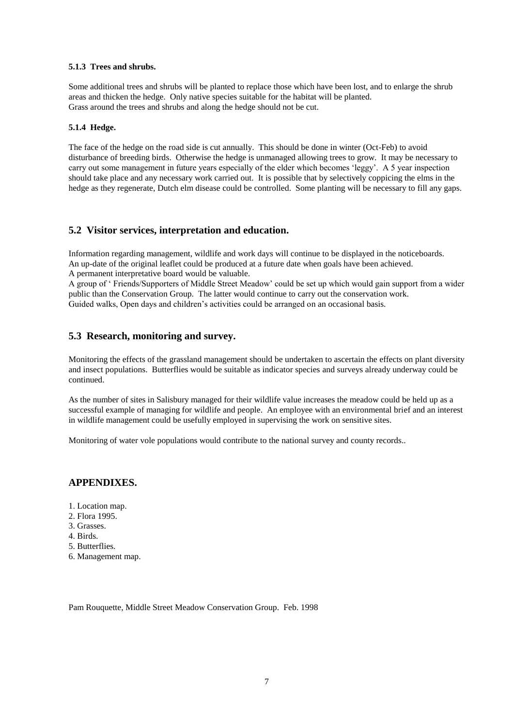#### 5.1.3 Trees and shrubs.

Some additional trees and shrubs will be planted to replace those which have been lost, and to enlarge the shrub areas and thicken the hedge. Only native species suitable for the habitat will be planted.
Grass around the trees and shrubs and along the hedge should not be cut.

#### 5.1.4 Hedge.

The face of the hedge on the road side is cut annually. This should be done in winter (Oct-Feb) to avoid disturbance of breeding birds. Otherwise the hedge is unmanaged allowing trees to grow. It may be necessary to carry out some management in future years especially of the elder which becomes 'leggy'. A 5 year inspection should take place and any necessary work carried out. It is possible that by selectively coppicing the elms in the hedge as they regenerate, Dutch elm disease could be controlled. Some planting will be necessary to fill any gaps.

## 5.2 Visitor services, interpretation and education.

Information regarding management, wildlife and work days will continue to be displayed in the noticeboards.
An up-date of the original leaflet could be produced at a future date when goals have been achieved.
A permanent interpretative board would be valuable.
A group of ' Friends/Supporters of Middle Street Meadow' could be set up which would gain support from a wider public than the Conservation Group. The latter would continue to carry out the conservation work.
Guided walks, Open days and children's activities could be arranged on an occasional basis.

## 5.3 Research, monitoring and survey.

Monitoring the effects of the grassland management should be undertaken to ascertain the effects on plant diversity and insect populations. Butterflies would be suitable as indicator species and surveys already underway could be continued.

As the number of sites in Salisbury managed for their wildlife value increases the meadow could be held up as a successful example of managing for wildlife and people. An employee with an environmental brief and an interest in wildlife management could be usefully employed in supervising the work on sensitive sites.

Monitoring of water vole populations would contribute to the national survey and county records..

## APPENDIXES.

1. Location map.
2. Flora 1995.
3. Grasses.
4. Birds.
5. Butterflies.
6. Management map.

Pam Rouquette, Middle Street Meadow Conservation Group. Feb. 1998